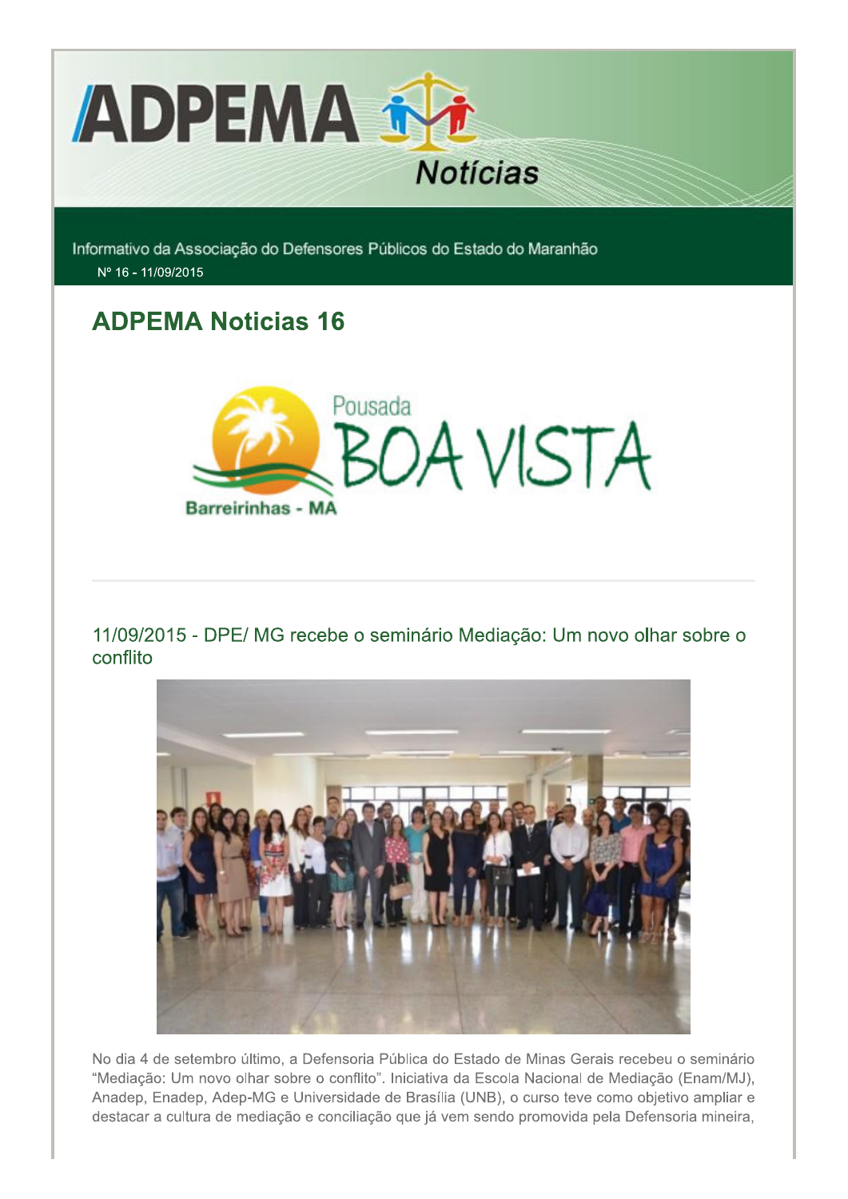Informativo da Associação do Defensores Públicos do Estado do Maranhão

Nº 16 - 11/09/2015

# ADPEMA Noticias 16

## 11/09/2015 - DPE/ MG recebe o seminário Mediação: Um novo olhar sobre o conflito

No dia 4 de setembro último, a Defensoria Pública do Estado de Minas Gerais recebeu o seminário "Mediação: Um novo olhar sobre o conflito". Iniciativa da Escola Nacional de Mediação (Enam/MJ), Anadep, Enadep, Adep-MG e Universidade de Brasília (UNB), o curso teve como objetivo ampliar e destacar a cultura de mediação e conciliação que já vem sendo promovida pela Defensoria mineira,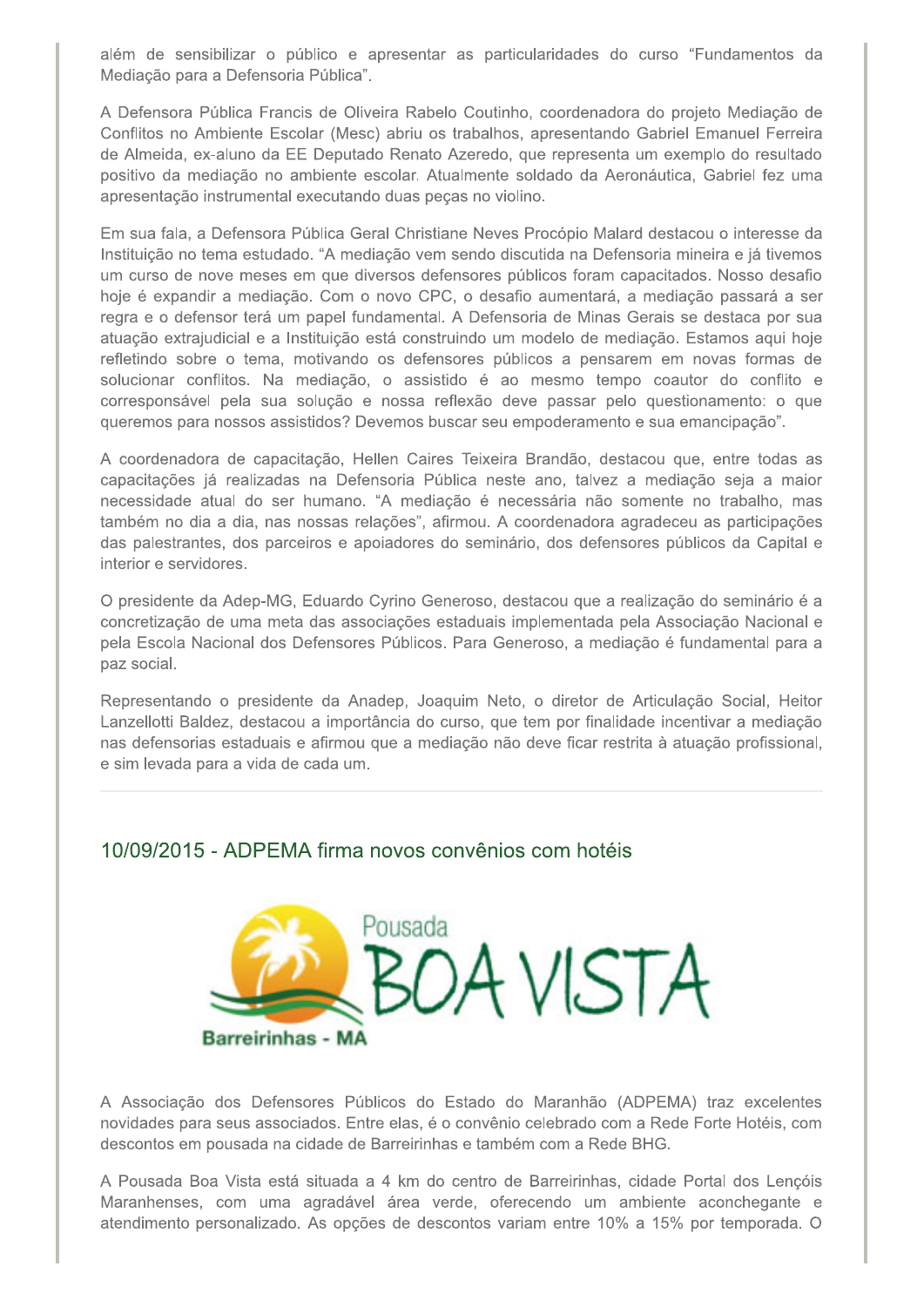além de sensibilizar o público e apresentar as particularidades do curso “Fundamentos da Mediação para a Defensoria Pública”.

A Defensora Pública Francis de Oliveira Rabelo Coutinho, coordenadora do projeto Mediação de Conflitos no Ambiente Escolar (Mesc) abriu os trabalhos, apresentando Gabriel Emanuel Ferreira de Almeida, ex-aluno da EE Deputado Renato Azeredo, que representa um exemplo do resultado positivo da mediação no ambiente escolar. Atualmente soldado da Aeronáutica, Gabriel fez uma apresentação instrumental executando duas peças no violino.

Em sua fala, a Defensora Pública Geral Christiane Neves Procópio Malard destacou o interesse da Instituição no tema estudado. “A mediação vem sendo discutida na Defensoria mineira e já tivemos um curso de nove meses em que diversos defensores públicos foram capacitados. Nosso desafio hoje é expandir a mediação. Com o novo CPC, o desafio aumentará, a mediação passará a ser regra e o defensor terá um papel fundamental. A Defensoria de Minas Gerais se destaca por sua atuação extrajudicial e a Instituição está construindo um modelo de mediação. Estamos aqui hoje refletindo sobre o tema, motivando os defensores públicos a pensarem em novas formas de solucionar conflitos. Na mediação, o assistido é ao mesmo tempo coautor do conflito e corresponsável pela sua solução e nossa reflexão deve passar pelo questionamento: o que queremos para nossos assistidos? Devemos buscar seu empoderamento e sua emancipação”.

A coordenadora de capacitação, Hellen Caires Teixeira Brandão, destacou que, entre todas as capacitações já realizadas na Defensoria Pública neste ano, talvez a mediação seja a maior necessidade atual do ser humano. “A mediação é necessária não somente no trabalho, mas também no dia a dia, nas nossas relações”, afirmou. A coordenadora agradeceu as participações das palestrantes, dos parceiros e apoiadores do seminário, dos defensores públicos da Capital e interior e servidores.

O presidente da Adep-MG, Eduardo Cyrino Generoso, destacou que a realização do seminário é a concretização de uma meta das associações estaduais implementada pela Associação Nacional e pela Escola Nacional dos Defensores Públicos. Para Generoso, a mediação é fundamental para a paz social.

Representando o presidente da Anadep, Joaquim Neto, o diretor de Articulação Social, Heitor Lanzellotti Baldez, destacou a importância do curso, que tem por finalidade incentivar a mediação nas defensorias estaduais e afirmou que a mediação não deve ficar restrita à atuação profissional, e sim levada para a vida de cada um.

---

## 10/09/2015 - ADPEMA firma novos convênios com hotéis

Pousada BOA VISTA
Barreirinhas - MA

A Associação dos Defensores Públicos do Estado do Maranhão (ADPEMA) traz excelentes novidades para seus associados. Entre elas, é o convênio celebrado com a Rede Forte Hotéis, com descontos em pousada na cidade de Barreirinhas e também com a Rede BHG.

A Pousada Boa Vista está situada a 4 km do centro de Barreirinhas, cidade Portal dos Lençóis Maranhenses, com uma agradável área verde, oferecendo um ambiente aconchegante e atendimento personalizado. As opções de descontos variam entre 10% a 15% por temporada. O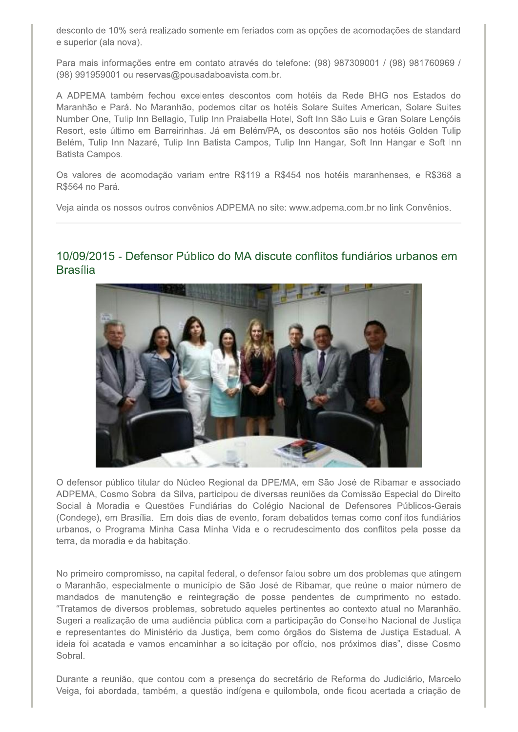desconto de 10% será realizado somente em feriados com as opções de acomodações de standard e superior (ala nova).

Para mais informações entre em contato através do telefone: (98) 987309001 / (98) 981760969 / (98) 991959001 ou reservas@pousadaboavista.com.br.

A ADPEMA também fechou excelentes descontos com hotéis da Rede BHG nos Estados do Maranhão e Pará. No Maranhão, podemos citar os hotéis Solare Suites American, Solare Suites Number One, Tulip Inn Bellagio, Tulip Inn Praiabella Hotel, Soft Inn São Luis e Gran Solare Lençóis Resort, este último em Barreirinhas. Já em Belém/PA, os descontos são nos hotéis Golden Tulip Belém, Tulip Inn Nazaré, Tulip Inn Batista Campos, Tulip Inn Hangar, Soft Inn Hangar e Soft Inn Batista Campos.

Os valores de acomodação variam entre R$119 a R$454 nos hotéis maranhenses, e R$368 a R$564 no Pará.

Veja ainda os nossos outros convênios ADPEMA no site: www.adpema.com.br no link Convênios.

---

## 10/09/2015 - Defensor Público do MA discute conflitos fundiários urbanos em Brasília

O defensor público titular do Núcleo Regional da DPE/MA, em São José de Ribamar e associado ADPEMA, Cosmo Sobral da Silva, participou de diversas reuniões da Comissão Especial do Direito Social à Moradia e Questões Fundiárias do Colégio Nacional de Defensores Públicos-Gerais (Condege), em Brasília. Em dois dias de evento, foram debatidos temas como conflitos fundiários urbanos, o Programa Minha Casa Minha Vida e o recrudescimento dos conflitos pela posse da terra, da moradia e da habitação.

No primeiro compromisso, na capital federal, o defensor falou sobre um dos problemas que atingem o Maranhão, especialmente o município de São José de Ribamar, que reúne o maior número de mandados de manutenção e reintegração de posse pendentes de cumprimento no estado. "Tratamos de diversos problemas, sobretudo aqueles pertinentes ao contexto atual no Maranhão. Sugeri a realização de uma audiência pública com a participação do Conselho Nacional de Justiça e representantes do Ministério da Justiça, bem como órgãos do Sistema de Justiça Estadual. A ideia foi acatada e vamos encaminhar a solicitação por ofício, nos próximos dias", disse Cosmo Sobral.

Durante a reunião, que contou com a presença do secretário de Reforma do Judiciário, Marcelo Veiga, foi abordada, também, a questão indígena e quilombola, onde ficou acertada a criação de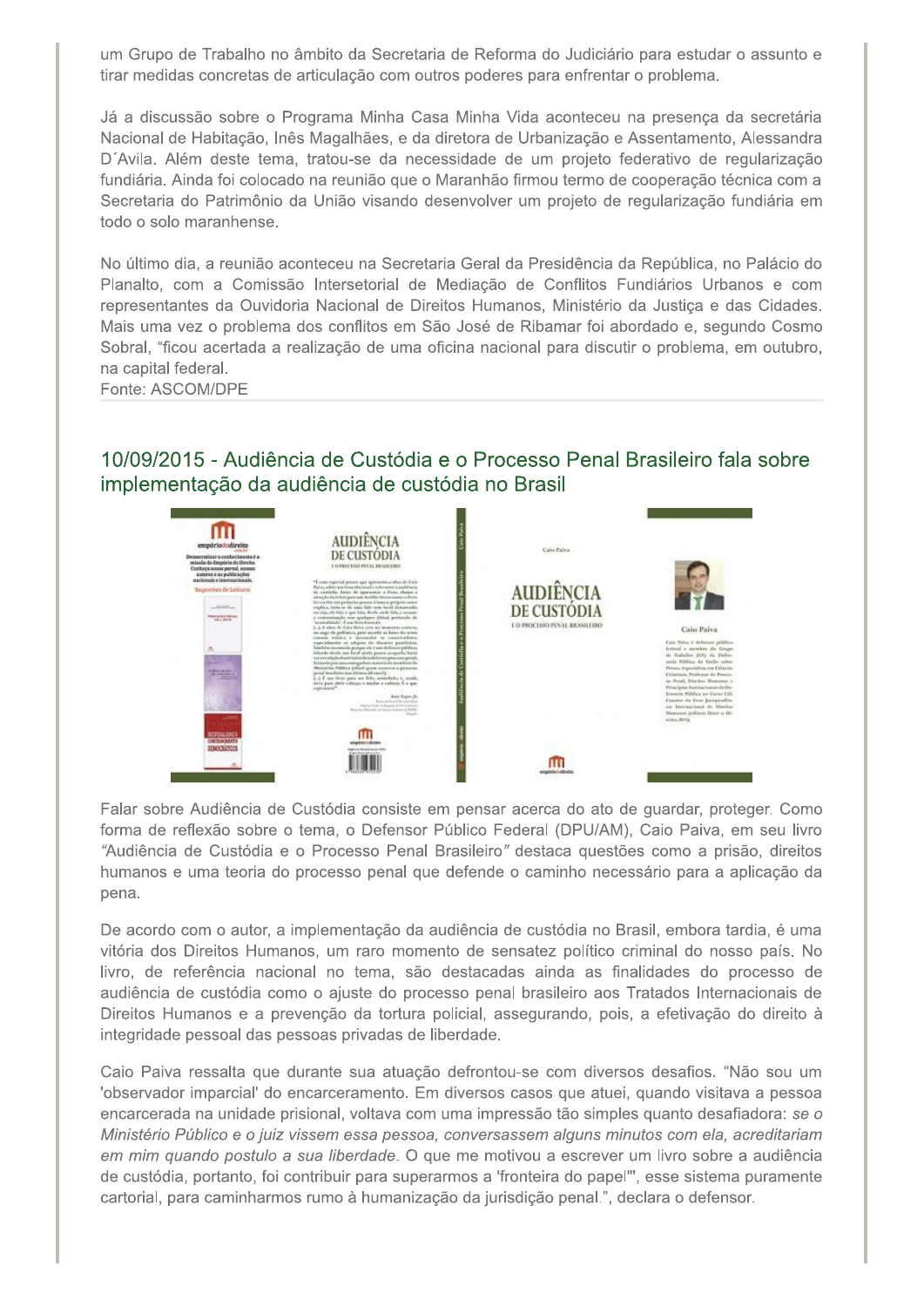um Grupo de Trabalho no âmbito da Secretaria de Reforma do Judiciário para estudar o assunto e tirar medidas concretas de articulação com outros poderes para enfrentar o problema.

Já a discussão sobre o Programa Minha Casa Minha Vida aconteceu na presença da secretária Nacional de Habitação, Inês Magalhães, e da diretora de Urbanização e Assentamento, Alessandra D´Avila. Além deste tema, tratou-se da necessidade de um projeto federativo de regularização fundiária. Ainda foi colocado na reunião que o Maranhão firmou termo de cooperação técnica com a Secretaria do Patrimônio da União visando desenvolver um projeto de regularização fundiária em todo o solo maranhense.

No último dia, a reunião aconteceu na Secretaria Geral da Presidência da República, no Palácio do Planalto, com a Comissão Intersetorial de Mediação de Conflitos Fundiários Urbanos e com representantes da Ouvidoria Nacional de Direitos Humanos, Ministério da Justiça e das Cidades. Mais uma vez o problema dos conflitos em São José de Ribamar foi abordado e, segundo Cosmo Sobral, "ficou acertada a realização de uma oficina nacional para discutir o problema, em outubro, na capital federal.

Fonte: ASCOM/DPE

## 10/09/2015 - Audiência de Custódia e o Processo Penal Brasileiro fala sobre implementação da audiência de custódia no Brasil

Falar sobre Audiência de Custódia consiste em pensar acerca do ato de guardar, proteger. Como forma de reflexão sobre o tema, o Defensor Público Federal (DPU/AM), Caio Paiva, em seu livro *"Audiência de Custódia e o Processo Penal Brasileiro"* destaca questões como a prisão, direitos humanos e uma teoria do processo penal que defende o caminho necessário para a aplicação da pena.

De acordo com o autor, a implementação da audiência de custódia no Brasil, embora tardia, é uma vitória dos Direitos Humanos, um raro momento de sensatez político criminal do nosso país. No livro, de referência nacional no tema, são destacadas ainda as finalidades do processo de audiência de custódia como o ajuste do processo penal brasileiro aos Tratados Internacionais de Direitos Humanos e a prevenção da tortura policial, assegurando, pois, a efetivação do direito à integridade pessoal das pessoas privadas de liberdade.

Caio Paiva ressalta que durante sua atuação defrontou-se com diversos desafios. "Não sou um 'observador imparcial' do encarceramento. Em diversos casos que atuei, quando visitava a pessoa encarcerada na unidade prisional, voltava com uma impressão tão simples quanto desafiadora: *se o Ministério Público e o juiz vissem essa pessoa, conversassem alguns minutos com ela, acreditariam em mim quando postulo a sua liberdade*. O que me motivou a escrever um livro sobre a audiência de custódia, portanto, foi contribuir para superarmos a 'fronteira do papel'", esse sistema puramente cartorial, para caminharmos rumo à humanização da jurisdição penal.", declara o defensor.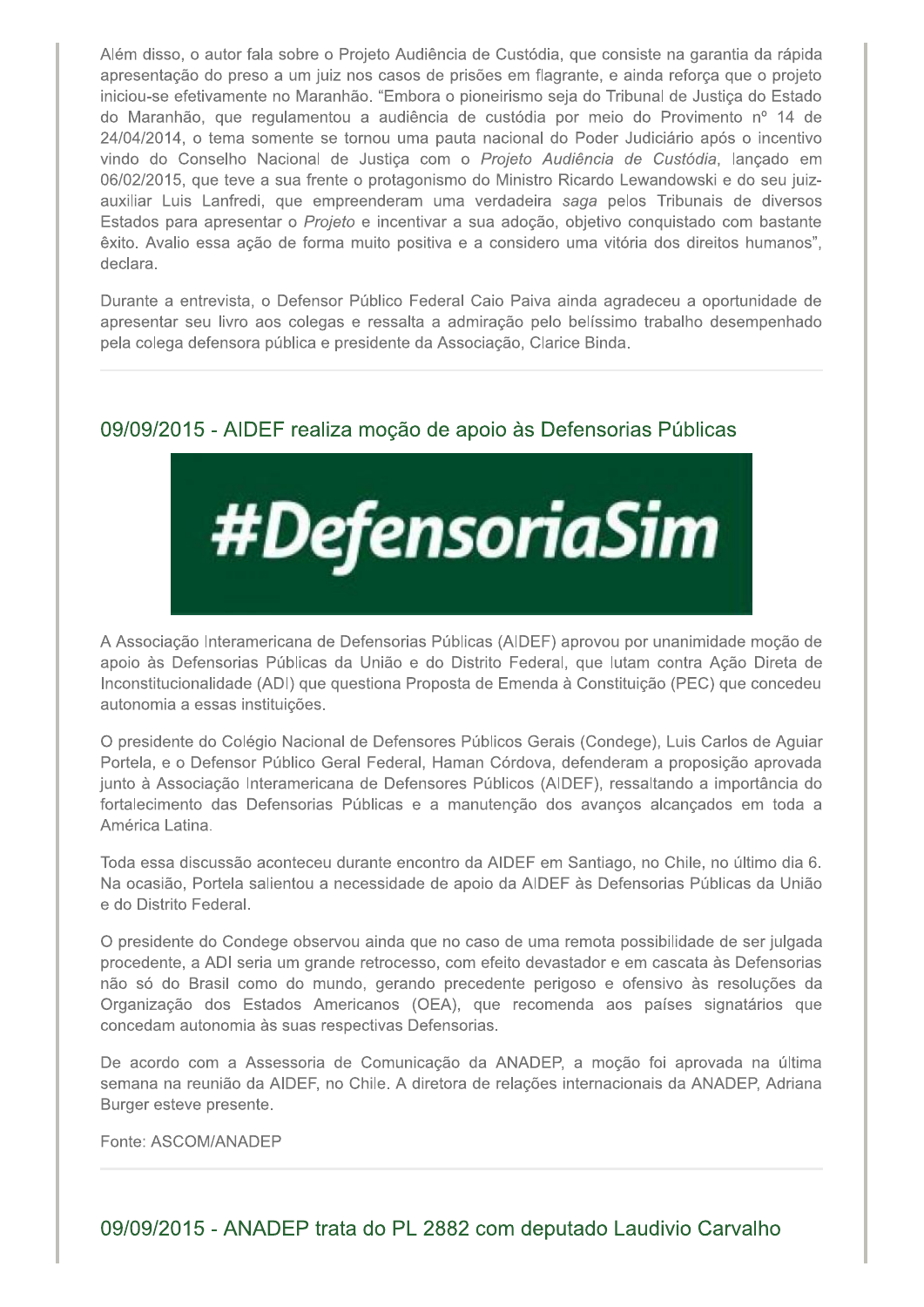Além disso, o autor fala sobre o Projeto Audiência de Custódia, que consiste na garantia da rápida apresentação do preso a um juiz nos casos de prisões em flagrante, e ainda reforça que o projeto iniciou-se efetivamente no Maranhão. "Embora o pioneirismo seja do Tribunal de Justiça do Estado do Maranhão, que regulamentou a audiência de custódia por meio do Provimento nº 14 de 24/04/2014, o tema somente se tornou uma pauta nacional do Poder Judiciário após o incentivo vindo do Conselho Nacional de Justiça com o *Projeto Audiência de Custódia*, lançado em 06/02/2015, que teve a sua frente o protagonismo do Ministro Ricardo Lewandowski e do seu juiz-auxiliar Luis Lanfredi, que empreenderam uma verdadeira *saga* pelos Tribunais de diversos Estados para apresentar o *Projeto* e incentivar a sua adoção, objetivo conquistado com bastante êxito. Avalio essa ação de forma muito positiva e a considero uma vitória dos direitos humanos", declara.

Durante a entrevista, o Defensor Público Federal Caio Paiva ainda agradeceu a oportunidade de apresentar seu livro aos colegas e ressalta a admiração pelo belíssimo trabalho desempenhado pela colega defensora pública e presidente da Associação, Clarice Binda.

---

## 09/09/2015 - AIDEF realiza moção de apoio às Defensorias Públicas

#DefensoriaSim

A Associação Interamericana de Defensorias Públicas (AIDEF) aprovou por unanimidade moção de apoio às Defensorias Públicas da União e do Distrito Federal, que lutam contra Ação Direta de Inconstitucionalidade (ADI) que questiona Proposta de Emenda à Constituição (PEC) que concedeu autonomia a essas instituições.

O presidente do Colégio Nacional de Defensores Públicos Gerais (Condege), Luis Carlos de Aguiar Portela, e o Defensor Público Geral Federal, Haman Córdova, defenderam a proposição aprovada junto à Associação Interamericana de Defensores Públicos (AIDEF), ressaltando a importância do fortalecimento das Defensorias Públicas e a manutenção dos avanços alcançados em toda a América Latina.

Toda essa discussão aconteceu durante encontro da AIDEF em Santiago, no Chile, no último dia 6. Na ocasião, Portela salientou a necessidade de apoio da AIDEF às Defensorias Públicas da União e do Distrito Federal.

O presidente do Condege observou ainda que no caso de uma remota possibilidade de ser julgada procedente, a ADI seria um grande retrocesso, com efeito devastador e em cascata às Defensorias não só do Brasil como do mundo, gerando precedente perigoso e ofensivo às resoluções da Organização dos Estados Americanos (OEA), que recomenda aos países signatários que concedam autonomia às suas respectivas Defensorias.

De acordo com a Assessoria de Comunicação da ANADEP, a moção foi aprovada na última semana na reunião da AIDEF, no Chile. A diretora de relações internacionais da ANADEP, Adriana Burger esteve presente.

Fonte: ASCOM/ANADEP

---

## 09/09/2015 - ANADEP trata do PL 2882 com deputado Laudivio Carvalho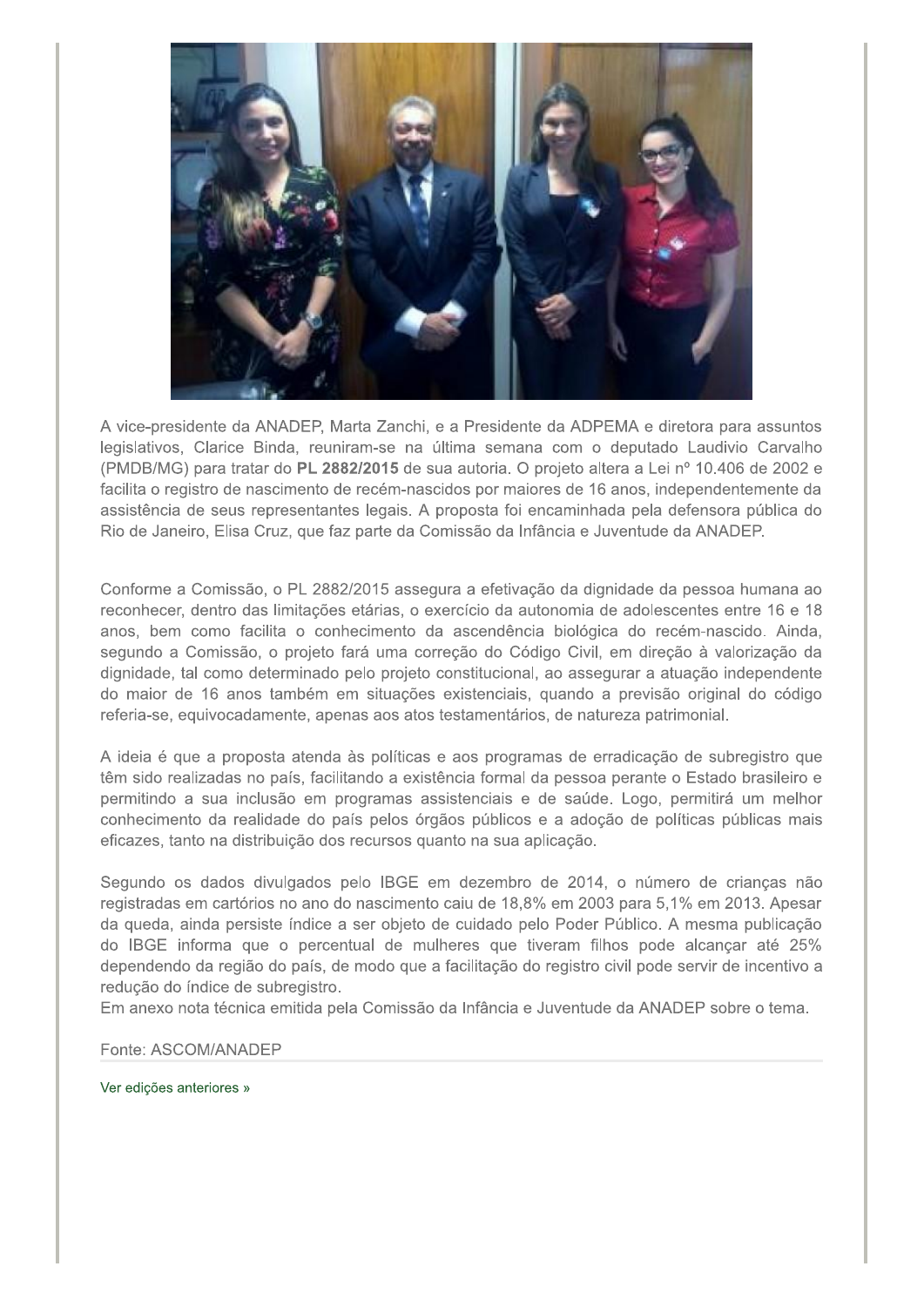A vice-presidente da ANADEP, Marta Zanchi, e a Presidente da ADPEMA e diretora para assuntos legislativos, Clarice Binda, reuniram-se na última semana com o deputado Laudivio Carvalho (PMDB/MG) para tratar do **PL 2882/2015** de sua autoria. O projeto altera a Lei nº 10.406 de 2002 e facilita o registro de nascimento de recém-nascidos por maiores de 16 anos, independentemente da assistência de seus representantes legais. A proposta foi encaminhada pela defensora pública do Rio de Janeiro, Elisa Cruz, que faz parte da Comissão da Infância e Juventude da ANADEP.

Conforme a Comissão, o PL 2882/2015 assegura a efetivação da dignidade da pessoa humana ao reconhecer, dentro das limitações etárias, o exercício da autonomia de adolescentes entre 16 e 18 anos, bem como facilita o conhecimento da ascendência biológica do recém-nascido. Ainda, segundo a Comissão, o projeto fará uma correção do Código Civil, em direção à valorização da dignidade, tal como determinado pelo projeto constitucional, ao assegurar a atuação independente do maior de 16 anos também em situações existenciais, quando a previsão original do código referia-se, equivocadamente, apenas aos atos testamentários, de natureza patrimonial.

A ideia é que a proposta atenda às políticas e aos programas de erradicação de subregistro que têm sido realizadas no país, facilitando a existência formal da pessoa perante o Estado brasileiro e permitindo a sua inclusão em programas assistenciais e de saúde. Logo, permitirá um melhor conhecimento da realidade do país pelos órgãos públicos e a adoção de políticas públicas mais eficazes, tanto na distribuição dos recursos quanto na sua aplicação.

Segundo os dados divulgados pelo IBGE em dezembro de 2014, o número de crianças não registradas em cartórios no ano do nascimento caiu de 18,8% em 2003 para 5,1% em 2013. Apesar da queda, ainda persiste índice a ser objeto de cuidado pelo Poder Público. A mesma publicação do IBGE informa que o percentual de mulheres que tiveram filhos pode alcançar até 25% dependendo da região do país, de modo que a facilitação do registro civil pode servir de incentivo a redução do índice de subregistro.
Em anexo nota técnica emitida pela Comissão da Infância e Juventude da ANADEP sobre o tema.

Fonte: ASCOM/ANADEP

Ver edições anteriores »